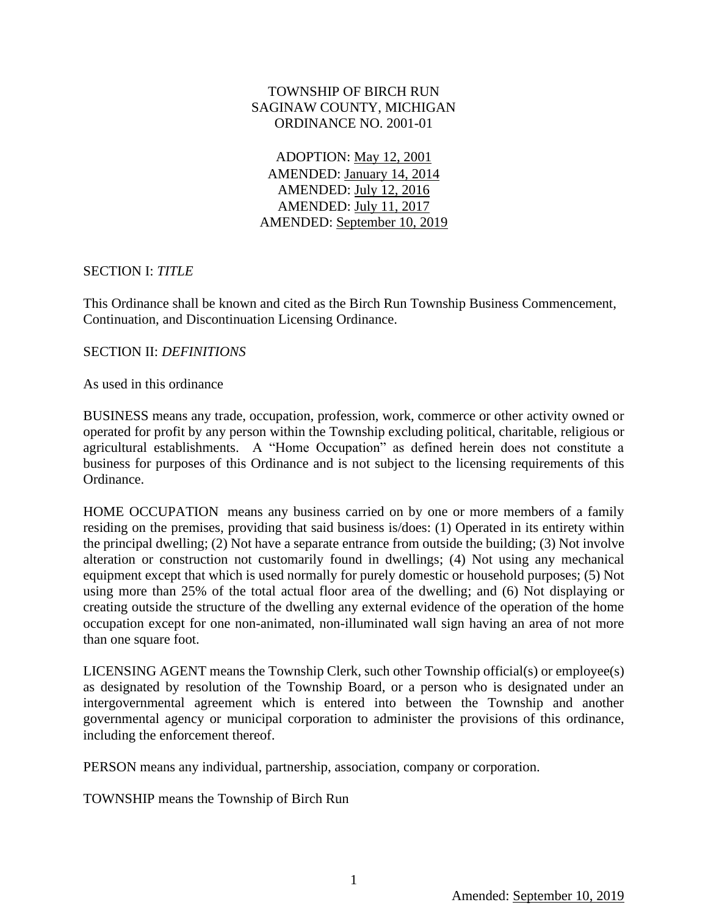TOWNSHIP OF BIRCH RUN
SAGINAW COUNTY, MICHIGAN
ORDINANCE NO. 2001-01

ADOPTION: May 12, 2001
AMENDED: January 14, 2014
AMENDED: July 12, 2016
AMENDED: July 11, 2017
AMENDED: September 10, 2019

SECTION I: *TITLE*

This Ordinance shall be known and cited as the Birch Run Township Business Commencement, Continuation, and Discontinuation Licensing Ordinance.

SECTION II: *DEFINITIONS*

As used in this ordinance

BUSINESS means any trade, occupation, profession, work, commerce or other activity owned or operated for profit by any person within the Township excluding political, charitable, religious or agricultural establishments. A "Home Occupation" as defined herein does not constitute a business for purposes of this Ordinance and is not subject to the licensing requirements of this Ordinance.

HOME OCCUPATION means any business carried on by one or more members of a family residing on the premises, providing that said business is/does: (1) Operated in its entirety within the principal dwelling; (2) Not have a separate entrance from outside the building; (3) Not involve alteration or construction not customarily found in dwellings; (4) Not using any mechanical equipment except that which is used normally for purely domestic or household purposes; (5) Not using more than 25% of the total actual floor area of the dwelling; and (6) Not displaying or creating outside the structure of the dwelling any external evidence of the operation of the home occupation except for one non-animated, non-illuminated wall sign having an area of not more than one square foot.

LICENSING AGENT means the Township Clerk, such other Township official(s) or employee(s) as designated by resolution of the Township Board, or a person who is designated under an intergovernmental agreement which is entered into between the Township and another governmental agency or municipal corporation to administer the provisions of this ordinance, including the enforcement thereof.

PERSON means any individual, partnership, association, company or corporation.

TOWNSHIP means the Township of Birch Run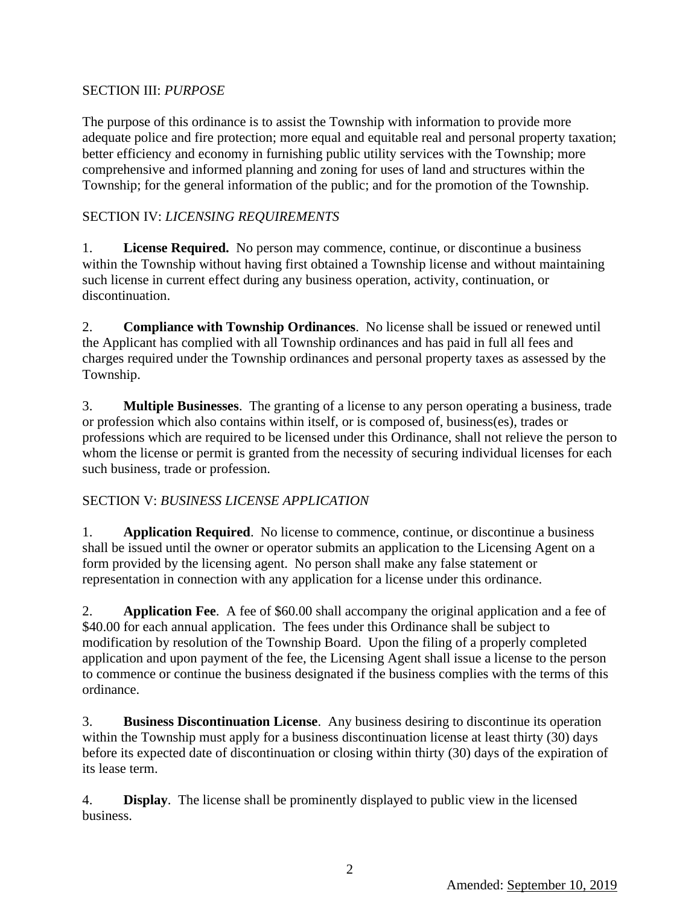## SECTION III: *PURPOSE*

The purpose of this ordinance is to assist the Township with information to provide more adequate police and fire protection; more equal and equitable real and personal property taxation; better efficiency and economy in furnishing public utility services with the Township; more comprehensive and informed planning and zoning for uses of land and structures within the Township; for the general information of the public; and for the promotion of the Township.

## SECTION IV: *LICENSING REQUIREMENTS*

1. **License Required.** No person may commence, continue, or discontinue a business within the Township without having first obtained a Township license and without maintaining such license in current effect during any business operation, activity, continuation, or discontinuation.

2. **Compliance with Township Ordinances**. No license shall be issued or renewed until the Applicant has complied with all Township ordinances and has paid in full all fees and charges required under the Township ordinances and personal property taxes as assessed by the Township.

3. **Multiple Businesses**. The granting of a license to any person operating a business, trade or profession which also contains within itself, or is composed of, business(es), trades or professions which are required to be licensed under this Ordinance, shall not relieve the person to whom the license or permit is granted from the necessity of securing individual licenses for each such business, trade or profession.

## SECTION V: *BUSINESS LICENSE APPLICATION*

1. **Application Required**. No license to commence, continue, or discontinue a business shall be issued until the owner or operator submits an application to the Licensing Agent on a form provided by the licensing agent. No person shall make any false statement or representation in connection with any application for a license under this ordinance.

2. **Application Fee**. A fee of $60.00 shall accompany the original application and a fee of $40.00 for each annual application. The fees under this Ordinance shall be subject to modification by resolution of the Township Board. Upon the filing of a properly completed application and upon payment of the fee, the Licensing Agent shall issue a license to the person to commence or continue the business designated if the business complies with the terms of this ordinance.

3. **Business Discontinuation License**. Any business desiring to discontinue its operation within the Township must apply for a business discontinuation license at least thirty (30) days before its expected date of discontinuation or closing within thirty (30) days of the expiration of its lease term.

4. **Display**. The license shall be prominently displayed to public view in the licensed business.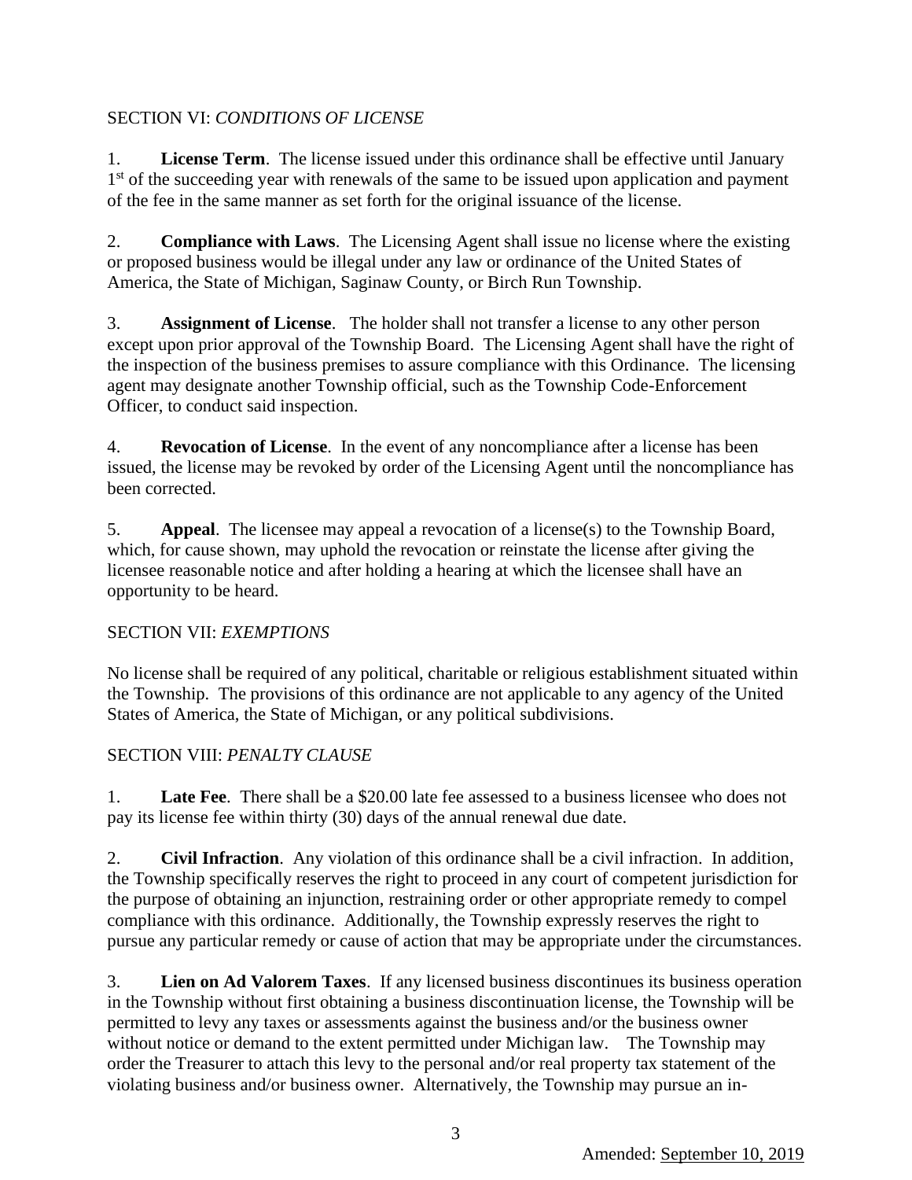SECTION VI: *CONDITIONS OF LICENSE*

1. **License Term**. The license issued under this ordinance shall be effective until January 1st of the succeeding year with renewals of the same to be issued upon application and payment of the fee in the same manner as set forth for the original issuance of the license.

2. **Compliance with Laws**. The Licensing Agent shall issue no license where the existing or proposed business would be illegal under any law or ordinance of the United States of America, the State of Michigan, Saginaw County, or Birch Run Township.

3. **Assignment of License**. The holder shall not transfer a license to any other person except upon prior approval of the Township Board. The Licensing Agent shall have the right of the inspection of the business premises to assure compliance with this Ordinance. The licensing agent may designate another Township official, such as the Township Code-Enforcement Officer, to conduct said inspection.

4. **Revocation of License**. In the event of any noncompliance after a license has been issued, the license may be revoked by order of the Licensing Agent until the noncompliance has been corrected.

5. **Appeal**. The licensee may appeal a revocation of a license(s) to the Township Board, which, for cause shown, may uphold the revocation or reinstate the license after giving the licensee reasonable notice and after holding a hearing at which the licensee shall have an opportunity to be heard.

SECTION VII: *EXEMPTIONS*

No license shall be required of any political, charitable or religious establishment situated within the Township. The provisions of this ordinance are not applicable to any agency of the United States of America, the State of Michigan, or any political subdivisions.

SECTION VIII: *PENALTY CLAUSE*

1. **Late Fee**. There shall be a $20.00 late fee assessed to a business licensee who does not pay its license fee within thirty (30) days of the annual renewal due date.

2. **Civil Infraction**. Any violation of this ordinance shall be a civil infraction. In addition, the Township specifically reserves the right to proceed in any court of competent jurisdiction for the purpose of obtaining an injunction, restraining order or other appropriate remedy to compel compliance with this ordinance. Additionally, the Township expressly reserves the right to pursue any particular remedy or cause of action that may be appropriate under the circumstances.

3. **Lien on Ad Valorem Taxes**. If any licensed business discontinues its business operation in the Township without first obtaining a business discontinuation license, the Township will be permitted to levy any taxes or assessments against the business and/or the business owner without notice or demand to the extent permitted under Michigan law. The Township may order the Treasurer to attach this levy to the personal and/or real property tax statement of the violating business and/or business owner. Alternatively, the Township may pursue an in-

Amended: September 10, 2019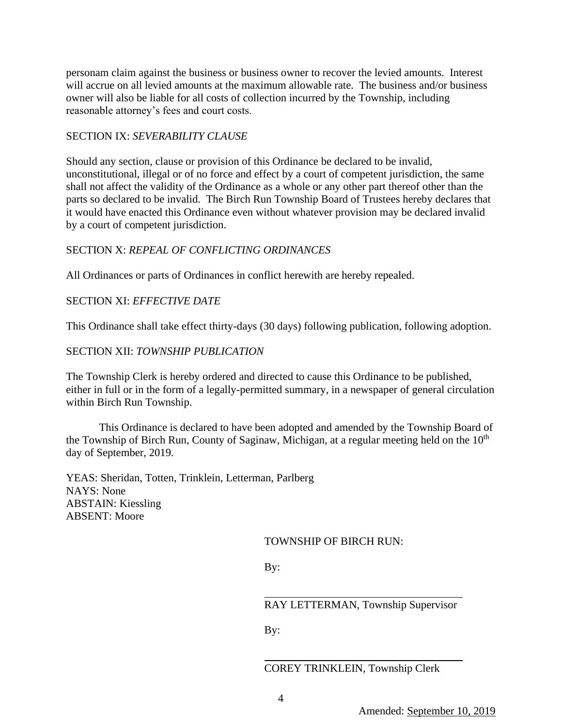personam claim against the business or business owner to recover the levied amounts. Interest will accrue on all levied amounts at the maximum allowable rate. The business and/or business owner will also be liable for all costs of collection incurred by the Township, including reasonable attorney's fees and court costs.

SECTION IX: *SEVERABILITY CLAUSE*

Should any section, clause or provision of this Ordinance be declared to be invalid, unconstitutional, illegal or of no force and effect by a court of competent jurisdiction, the same shall not affect the validity of the Ordinance as a whole or any other part thereof other than the parts so declared to be invalid. The Birch Run Township Board of Trustees hereby declares that it would have enacted this Ordinance even without whatever provision may be declared invalid by a court of competent jurisdiction.

SECTION X: *REPEAL OF CONFLICTING ORDINANCES*

All Ordinances or parts of Ordinances in conflict herewith are hereby repealed.

SECTION XI: *EFFECTIVE DATE*

This Ordinance shall take effect thirty-days (30 days) following publication, following adoption.

SECTION XII: *TOWNSHIP PUBLICATION*

The Township Clerk is hereby ordered and directed to cause this Ordinance to be published, either in full or in the form of a legally-permitted summary, in a newspaper of general circulation within Birch Run Township.

This Ordinance is declared to have been adopted and amended by the Township Board of the Township of Birch Run, County of Saginaw, Michigan, at a regular meeting held on the 10th day of September, 2019.

YEAS: Sheridan, Totten, Trinklein, Letterman, Parlberg
NAYS: None
ABSTAIN: Kiessling
ABSENT: Moore

TOWNSHIP OF BIRCH RUN:

By:

\_\_\_\_\_\_\_\_\_\_\_\_\_\_\_\_\_\_\_\_\_\_\_\_\_\_\_\_\_\_\_\_\_\_\_\_

RAY LETTERMAN, Township Supervisor

By:

\_\_\_\_\_\_\_\_\_\_\_\_\_\_\_\_\_\_\_\_\_\_\_\_\_\_\_\_\_\_\_\_\_\_\_\_

COREY TRINKLEIN, Township Clerk

Amended: September 10, 2019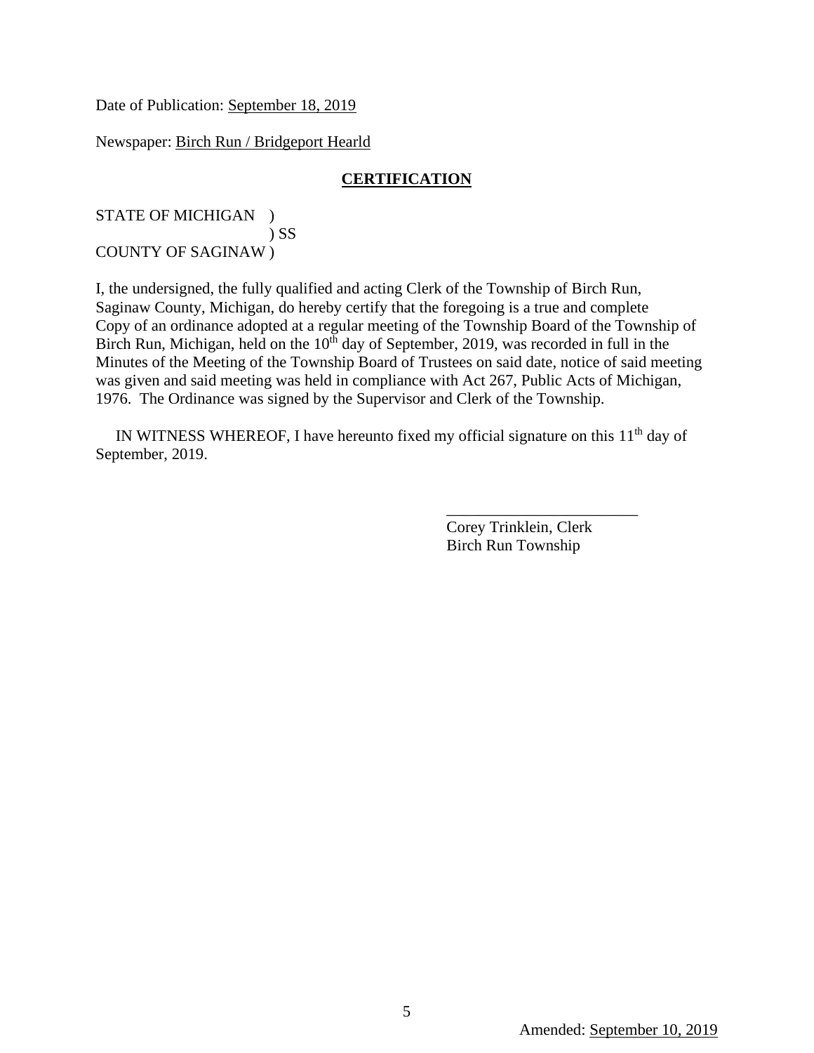Date of Publication: September 18, 2019

Newspaper: Birch Run / Bridgeport Hearld

## **CERTIFICATION**

STATE OF MICHIGAN )
) SS
COUNTY OF SAGINAW )

I, the undersigned, the fully qualified and acting Clerk of the Township of Birch Run, Saginaw County, Michigan, do hereby certify that the foregoing is a true and complete Copy of an ordinance adopted at a regular meeting of the Township Board of the Township of Birch Run, Michigan, held on the 10th day of September, 2019, was recorded in full in the Minutes of the Meeting of the Township Board of Trustees on said date, notice of said meeting was given and said meeting was held in compliance with Act 267, Public Acts of Michigan, 1976. The Ordinance was signed by the Supervisor and Clerk of the Township.

IN WITNESS WHEREOF, I have hereunto fixed my official signature on this 11th day of September, 2019.

\_\_\_\_\_\_\_\_\_\_\_\_\_\_\_\_\_\_\_\_\_\_\_\_
Corey Trinklein, Clerk
Birch Run Township

Amended: September 10, 2019